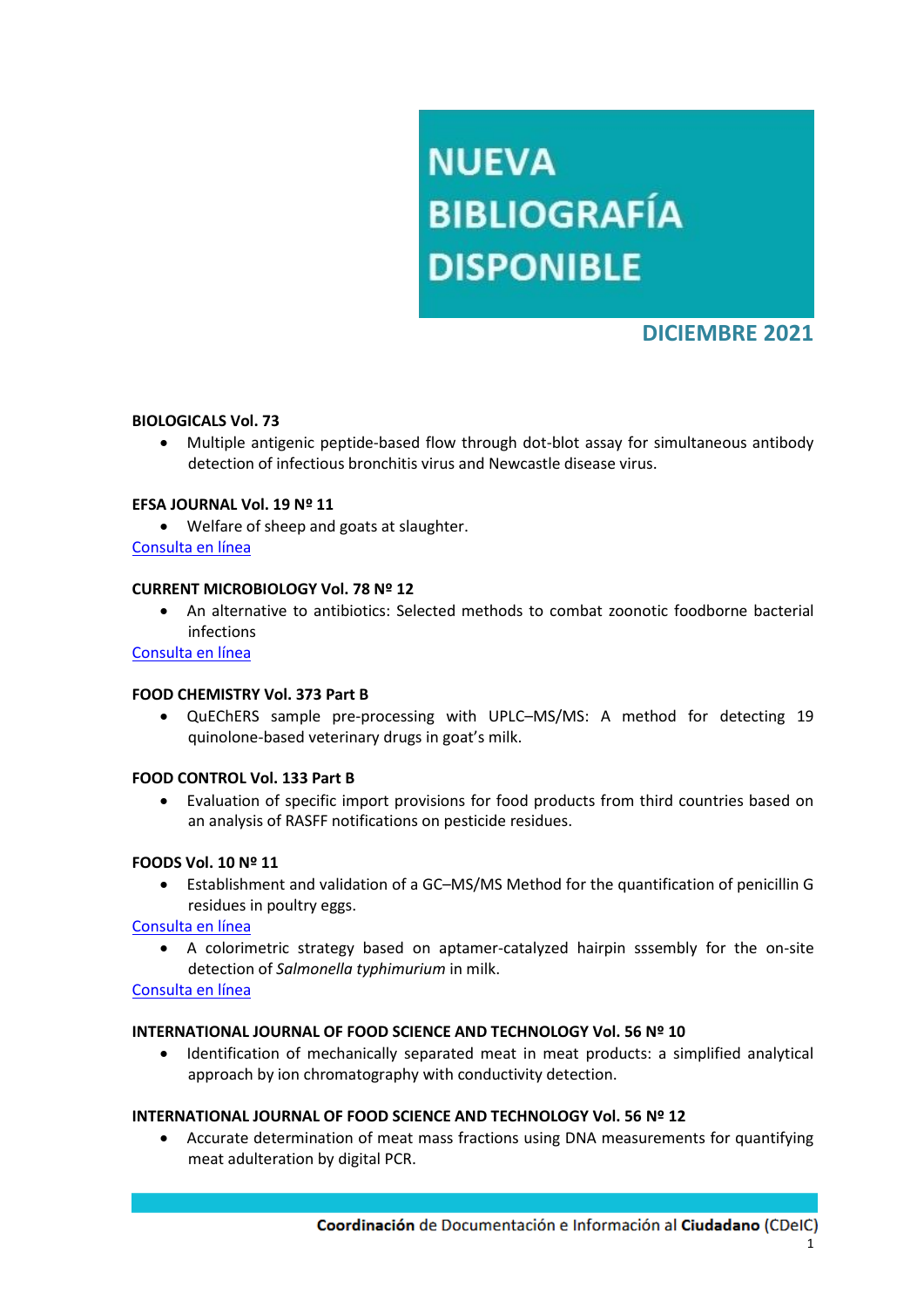# NUEVA BIBLIOGRAFÍA DISPONIBLE

## DICIEMBRE 2021

**BIOLOGICALS Vol. 73**

- Multiple antigenic peptide-based flow through dot-blot assay for simultaneous antibody detection of infectious bronchitis virus and Newcastle disease virus.

**EFSA JOURNAL Vol. 19 Nº 11**

- Welfare of sheep and goats at slaughter.

Consulta en línea

**CURRENT MICROBIOLOGY Vol. 78 Nº 12**

- An alternative to antibiotics: Selected methods to combat zoonotic foodborne bacterial infections

Consulta en línea

**FOOD CHEMISTRY Vol. 373 Part B**

- QuEChERS sample pre-processing with UPLC–MS/MS: A method for detecting 19 quinolone-based veterinary drugs in goat's milk.

**FOOD CONTROL Vol. 133 Part B**

- Evaluation of specific import provisions for food products from third countries based on an analysis of RASFF notifications on pesticide residues.

**FOODS Vol. 10 Nº 11**

- Establishment and validation of a GC–MS/MS Method for the quantification of penicillin G residues in poultry eggs.

Consulta en línea

- A colorimetric strategy based on aptamer-catalyzed hairpin sssembly for the on-site detection of *Salmonella typhimurium* in milk.

Consulta en línea

**INTERNATIONAL JOURNAL OF FOOD SCIENCE AND TECHNOLOGY Vol. 56 Nº 10**

- Identification of mechanically separated meat in meat products: a simplified analytical approach by ion chromatography with conductivity detection.

**INTERNATIONAL JOURNAL OF FOOD SCIENCE AND TECHNOLOGY Vol. 56 Nº 12**

- Accurate determination of meat mass fractions using DNA measurements for quantifying meat adulteration by digital PCR.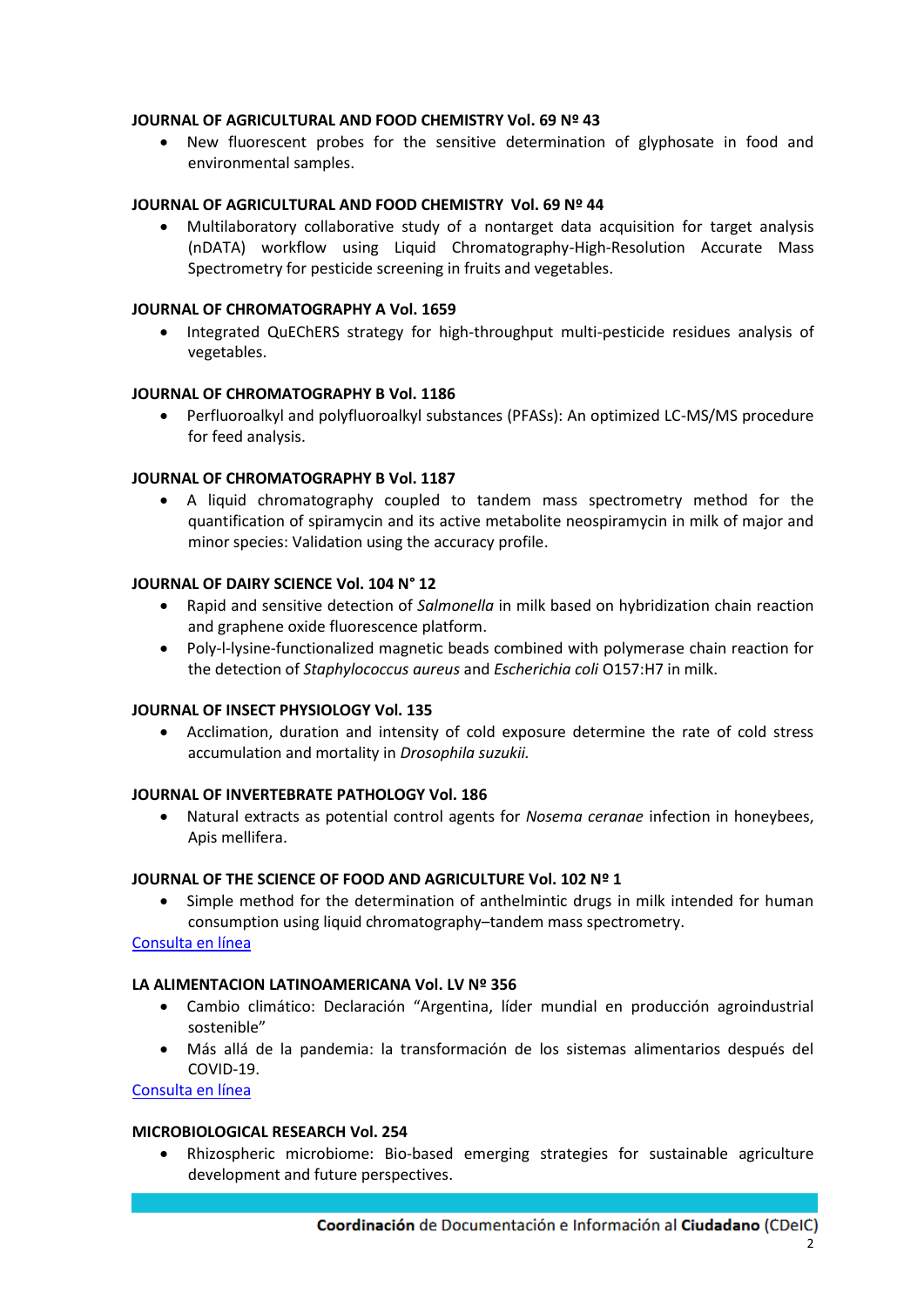**JOURNAL OF AGRICULTURAL AND FOOD CHEMISTRY Vol. 69 Nº 43**

- New fluorescent probes for the sensitive determination of glyphosate in food and environmental samples.

**JOURNAL OF AGRICULTURAL AND FOOD CHEMISTRY Vol. 69 Nº 44**

- Multilaboratory collaborative study of a nontarget data acquisition for target analysis (nDATA) workflow using Liquid Chromatography-High-Resolution Accurate Mass Spectrometry for pesticide screening in fruits and vegetables.

**JOURNAL OF CHROMATOGRAPHY A Vol. 1659**

- Integrated QuEChERS strategy for high-throughput multi-pesticide residues analysis of vegetables.

**JOURNAL OF CHROMATOGRAPHY B Vol. 1186**

- Perfluoroalkyl and polyfluoroalkyl substances (PFASs): An optimized LC-MS/MS procedure for feed analysis.

**JOURNAL OF CHROMATOGRAPHY B Vol. 1187**

- A liquid chromatography coupled to tandem mass spectrometry method for the quantification of spiramycin and its active metabolite neospiramycin in milk of major and minor species: Validation using the accuracy profile.

**JOURNAL OF DAIRY SCIENCE Vol. 104 N° 12**

- Rapid and sensitive detection of *Salmonella* in milk based on hybridization chain reaction and graphene oxide fluorescence platform.
- Poly-l-lysine-functionalized magnetic beads combined with polymerase chain reaction for the detection of *Staphylococcus aureus* and *Escherichia coli* O157:H7 in milk.

**JOURNAL OF INSECT PHYSIOLOGY Vol. 135**

- Acclimation, duration and intensity of cold exposure determine the rate of cold stress accumulation and mortality in *Drosophila suzukii.*

**JOURNAL OF INVERTEBRATE PATHOLOGY Vol. 186**

- Natural extracts as potential control agents for *Nosema ceranae* infection in honeybees, Apis mellifera.

**JOURNAL OF THE SCIENCE OF FOOD AND AGRICULTURE Vol. 102 Nº 1**

- Simple method for the determination of anthelmintic drugs in milk intended for human consumption using liquid chromatography–tandem mass spectrometry.

Consulta en línea

**LA ALIMENTACION LATINOAMERICANA Vol. LV Nº 356**

- Cambio climático: Declaración "Argentina, líder mundial en producción agroindustrial sostenible"
- Más allá de la pandemia: la transformación de los sistemas alimentarios después del COVID-19.

Consulta en línea

**MICROBIOLOGICAL RESEARCH Vol. 254**

- Rhizospheric microbiome: Bio-based emerging strategies for sustainable agriculture development and future perspectives.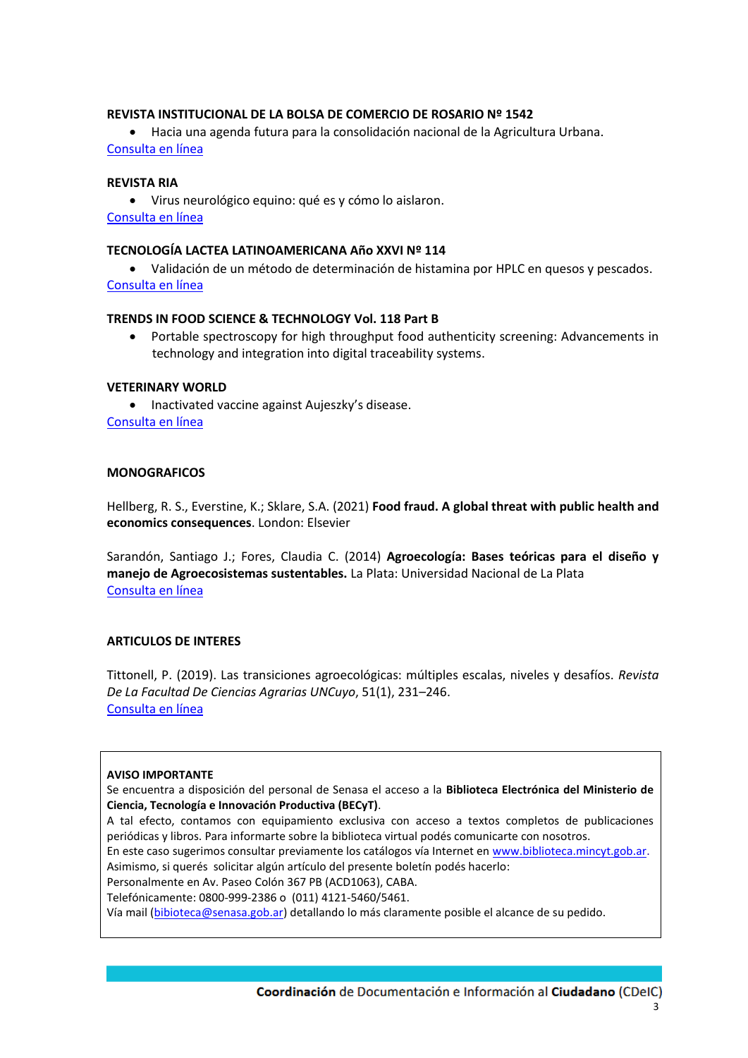**REVISTA INSTITUCIONAL DE LA BOLSA DE COMERCIO DE ROSARIO Nº 1542**

- Hacia una agenda futura para la consolidación nacional de la Agricultura Urbana.

Consulta en línea

**REVISTA RIA**

- Virus neurológico equino: qué es y cómo lo aislaron.

Consulta en línea

**TECNOLOGÍA LACTEA LATINOAMERICANA Año XXVI Nº 114**

- Validación de un método de determinación de histamina por HPLC en quesos y pescados.

Consulta en línea

**TRENDS IN FOOD SCIENCE & TECHNOLOGY Vol. 118 Part B**

- Portable spectroscopy for high throughput food authenticity screening: Advancements in technology and integration into digital traceability systems.

**VETERINARY WORLD**

- Inactivated vaccine against Aujeszky's disease.

Consulta en línea

## MONOGRAFICOS

Hellberg, R. S., Everstine, K.; Sklare, S.A. (2021) **Food fraud. A global threat with public health and economics consequences**. London: Elsevier

Sarandón, Santiago J.; Fores, Claudia C. (2014) **Agroecología: Bases teóricas para el diseño y manejo de Agroecosistemas sustentables.** La Plata: Universidad Nacional de La Plata
Consulta en línea

## ARTICULOS DE INTERES

Tittonell, P. (2019). Las transiciones agroecológicas: múltiples escalas, niveles y desafíos. *Revista De La Facultad De Ciencias Agrarias UNCuyo*, 51(1), 231–246.
Consulta en línea

**AVISO IMPORTANTE**
Se encuentra a disposición del personal de Senasa el acceso a la **Biblioteca Electrónica del Ministerio de Ciencia, Tecnología e Innovación Productiva (BECyT)**.
A tal efecto, contamos con equipamiento exclusiva con acceso a textos completos de publicaciones periódicas y libros. Para informarte sobre la biblioteca virtual podés comunicarte con nosotros.
En este caso sugerimos consultar previamente los catálogos vía Internet en www.biblioteca.mincyt.gob.ar.
Asimismo, si querés solicitar algún artículo del presente boletín podés hacerlo:
Personalmente en Av. Paseo Colón 367 PB (ACD1063), CABA.
Telefónicamente: 0800-999-2386 o (011) 4121-5460/5461.
Vía mail (bibioteca@senasa.gob.ar) detallando lo más claramente posible el alcance de su pedido.